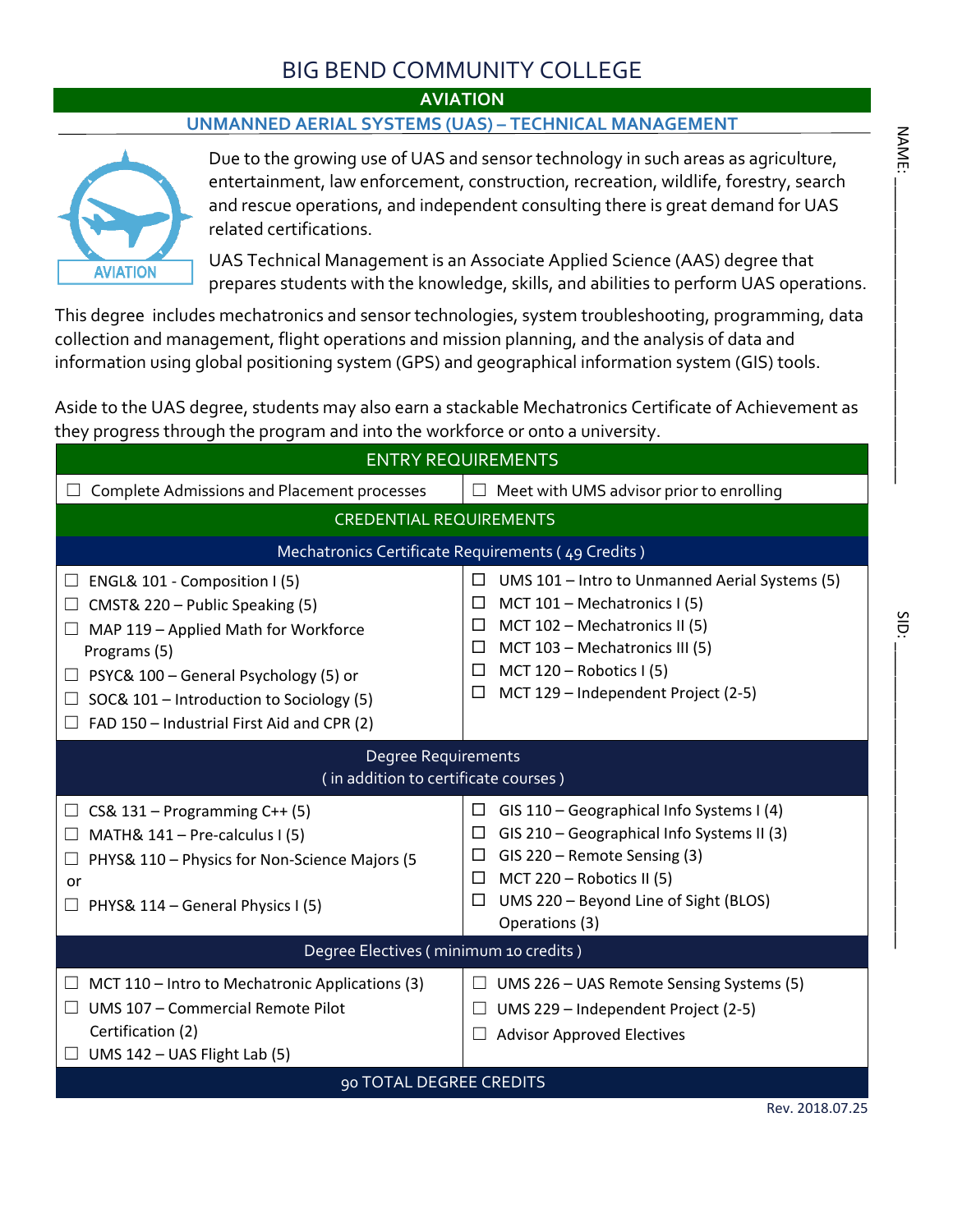# BIG BEND COMMUNITY COLLEGE

## AVIATION

### UNMANNED AERIAL SYSTEMS (UAS) – TECHNICAL MANAGEMENT

Due to the growing use of UAS and sensor technology in such areas as agriculture, entertainment, law enforcement, construction, recreation, wildlife, forestry, search and rescue operations, and independent consulting there is great demand for UAS related certifications.

UAS Technical Management is an Associate Applied Science (AAS) degree that prepares students with the knowledge, skills, and abilities to perform UAS operations.

This degree includes mechatronics and sensor technologies, system troubleshooting, programming, data collection and management, flight operations and mission planning, and the analysis of data and information using global positioning system (GPS) and geographical information system (GIS) tools.

Aside to the UAS degree, students may also earn a stackable Mechatronics Certificate of Achievement as they progress through the program and into the workforce or onto a university.

NAME: ____________________

SID: ____________________

| ENTRY REQUIREMENTS | |
|---|---|
| ☐ Complete Admissions and Placement processes | ☐ Meet with UMS advisor prior to enrolling |
| **CREDENTIAL REQUIREMENTS** | |
| **Mechatronics Certificate Requirements ( 49 Credits )** | |
| ☐ ENGL& 101 - Composition I (5)<br>☐ CMST& 220 – Public Speaking (5)<br>☐ MAP 119 – Applied Math for Workforce Programs (5)<br>☐ PSYC& 100 – General Psychology (5) or<br>☐ SOC& 101 – Introduction to Sociology (5)<br>☐ FAD 150 – Industrial First Aid and CPR (2) | ☐ UMS 101 – Intro to Unmanned Aerial Systems (5)<br>☐ MCT 101 – Mechatronics I (5)<br>☐ MCT 102 – Mechatronics II (5)<br>☐ MCT 103 – Mechatronics III (5)<br>☐ MCT 120 – Robotics I (5)<br>☐ MCT 129 – Independent Project (2-5) |
| **Degree Requirements ( in addition to certificate courses )** | |
| ☐ CS& 131 – Programming C++ (5)<br>☐ MATH& 141 – Pre-calculus I (5)<br>☐ PHYS& 110 – Physics for Non-Science Majors (5<br>or<br>☐ PHYS& 114 – General Physics I (5) | ☐ GIS 110 – Geographical Info Systems I (4)<br>☐ GIS 210 – Geographical Info Systems II (3)<br>☐ GIS 220 – Remote Sensing (3)<br>☐ MCT 220 – Robotics II (5)<br>☐ UMS 220 – Beyond Line of Sight (BLOS) Operations (3) |
| **Degree Electives ( minimum 10 credits )** | |
| ☐ MCT 110 – Intro to Mechatronic Applications (3)<br>☐ UMS 107 – Commercial Remote Pilot Certification (2)<br>☐ UMS 142 – UAS Flight Lab (5) | ☐ UMS 226 – UAS Remote Sensing Systems (5)<br>☐ UMS 229 – Independent Project (2-5)<br>☐ Advisor Approved Electives |
| **90 TOTAL DEGREE CREDITS** | |

Rev. 2018.07.25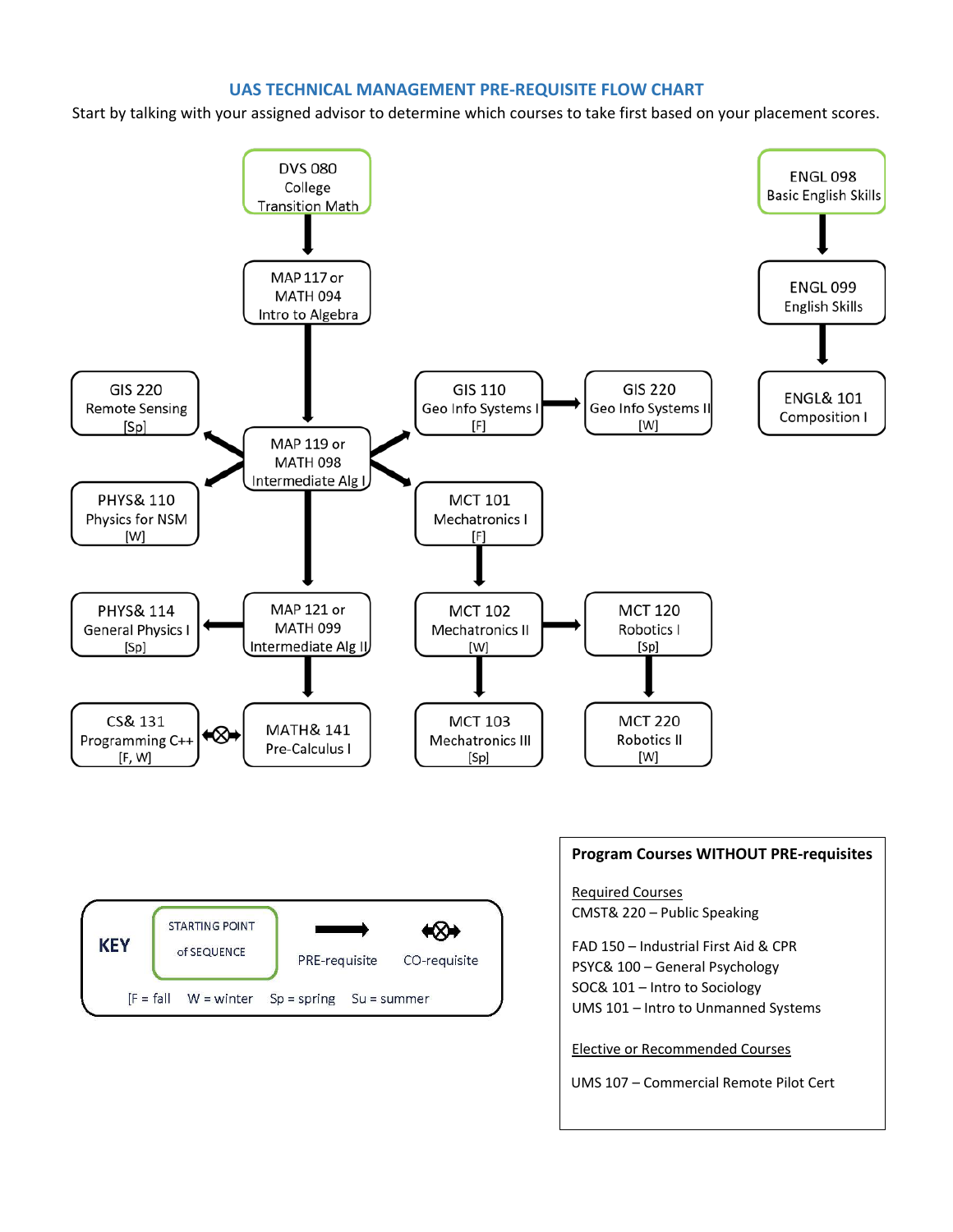## UAS TECHNICAL MANAGEMENT PRE-REQUISITE FLOW CHART

Start by talking with your assigned advisor to determine which courses to take first based on your placement scores.

DVS 080 College Transition Math

MAP 117 or MATH 094 Intro to Algebra

ENGL 098 Basic English Skills

ENGL 099 English Skills

ENGL& 101 Composition I

GIS 220 Remote Sensing [Sp]

MAP 119 or MATH 098 Intermediate Alg I

GIS 110 Geo Info Systems I [F]

GIS 220 Geo Info Systems II [W]

PHYS& 110 Physics for NSM [W]

MCT 101 Mechatronics I [F]

PHYS& 114 General Physics I [Sp]

MAP 121 or MATH 099 Intermediate Alg II

MCT 102 Mechatronics II [W]

MCT 120 Robotics I [Sp]

CS& 131 Programming C++ [F, W]

MATH& 141 Pre-Calculus I

MCT 103 Mechatronics III [Sp]

MCT 220 Robotics II [W]

**KEY**

STARTING POINT of SEQUENCE

PRE-requisite

CO-requisite

[F = fall W = winter Sp = spring Su = summer

**Program Courses WITHOUT PRE-requisites**

Required Courses

CMST& 220 – Public Speaking

FAD 150 – Industrial First Aid & CPR

PSYC& 100 – General Psychology

SOC& 101 – Intro to Sociology

UMS 101 – Intro to Unmanned Systems

Elective or Recommended Courses

UMS 107 – Commercial Remote Pilot Cert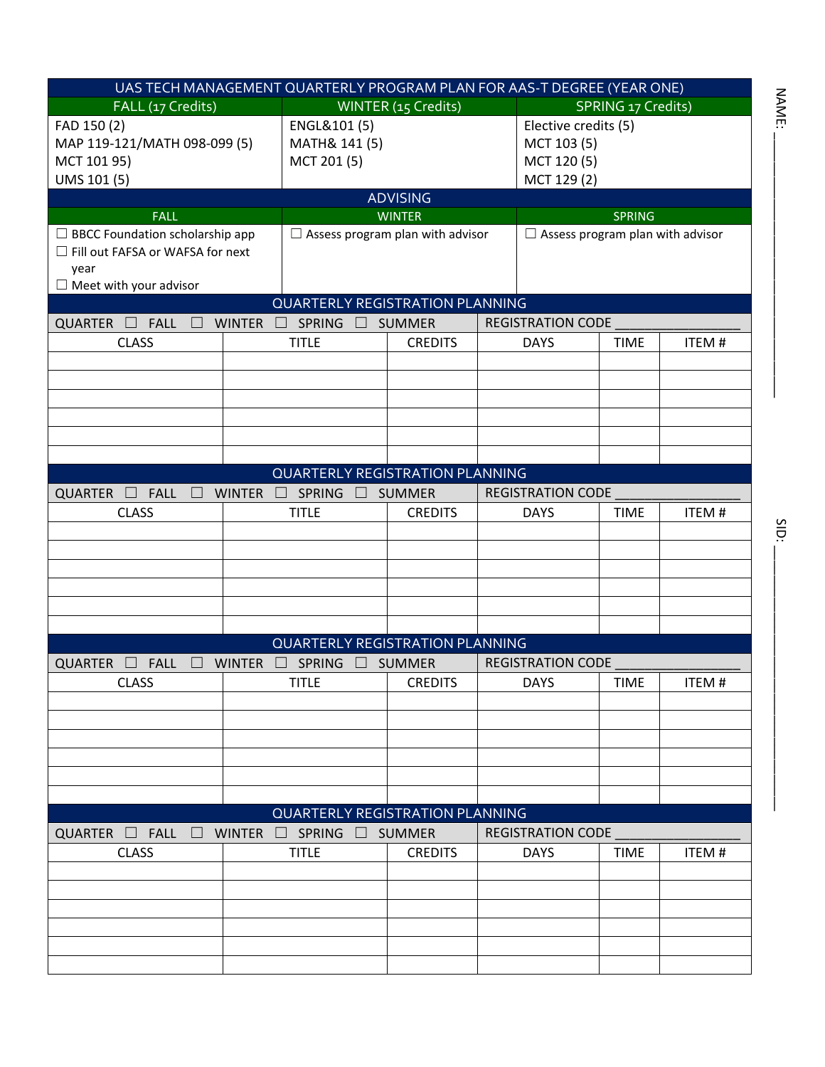NAME: ____________________

SID: ____________________

| UAS TECH MANAGEMENT QUARTERLY PROGRAM PLAN FOR AAS-T DEGREE (YEAR ONE) | | |
|---|---|---|
| FALL (17 Credits) | WINTER (15 Credits) | SPRING 17 Credits) |
| FAD 150 (2)<br>MAP 119-121/MATH 098-099 (5)<br>MCT 101 95)<br>UMS 101 (5) | ENGL&101 (5)<br>MATH& 141 (5)<br>MCT 201 (5) | Elective credits (5)<br>MCT 103 (5)<br>MCT 120 (5)<br>MCT 129 (2) |
| **ADVISING** | | |
| FALL | WINTER | SPRING |
| ☐ BBCC Foundation scholarship app<br>☐ Fill out FAFSA or WAFSA for next year<br>☐ Meet with your advisor | ☐ Assess program plan with advisor | ☐ Assess program plan with advisor |

## QUARTERLY REGISTRATION PLANNING

QUARTER ☐ FALL ☐ WINTER ☐ SPRING ☐ SUMMER REGISTRATION CODE ________________

| CLASS | TITLE | CREDITS | DAYS | TIME | ITEM # |
|---|---|---|---|---|---|
| | | | | | |
| | | | | | |
| | | | | | |
| | | | | | |
| | | | | | |
| | | | | | |

## QUARTERLY REGISTRATION PLANNING

QUARTER ☐ FALL ☐ WINTER ☐ SPRING ☐ SUMMER REGISTRATION CODE ________________

| CLASS | TITLE | CREDITS | DAYS | TIME | ITEM # |
|---|---|---|---|---|---|
| | | | | | |
| | | | | | |
| | | | | | |
| | | | | | |
| | | | | | |
| | | | | | |

## QUARTERLY REGISTRATION PLANNING

QUARTER ☐ FALL ☐ WINTER ☐ SPRING ☐ SUMMER REGISTRATION CODE ________________

| CLASS | TITLE | CREDITS | DAYS | TIME | ITEM # |
|---|---|---|---|---|---|
| | | | | | |
| | | | | | |
| | | | | | |
| | | | | | |
| | | | | | |
| | | | | | |

## QUARTERLY REGISTRATION PLANNING

QUARTER ☐ FALL ☐ WINTER ☐ SPRING ☐ SUMMER REGISTRATION CODE ________________

| CLASS | TITLE | CREDITS | DAYS | TIME | ITEM # |
|---|---|---|---|---|---|
| | | | | | |
| | | | | | |
| | | | | | |
| | | | | | |
| | | | | | |
| | | | | | |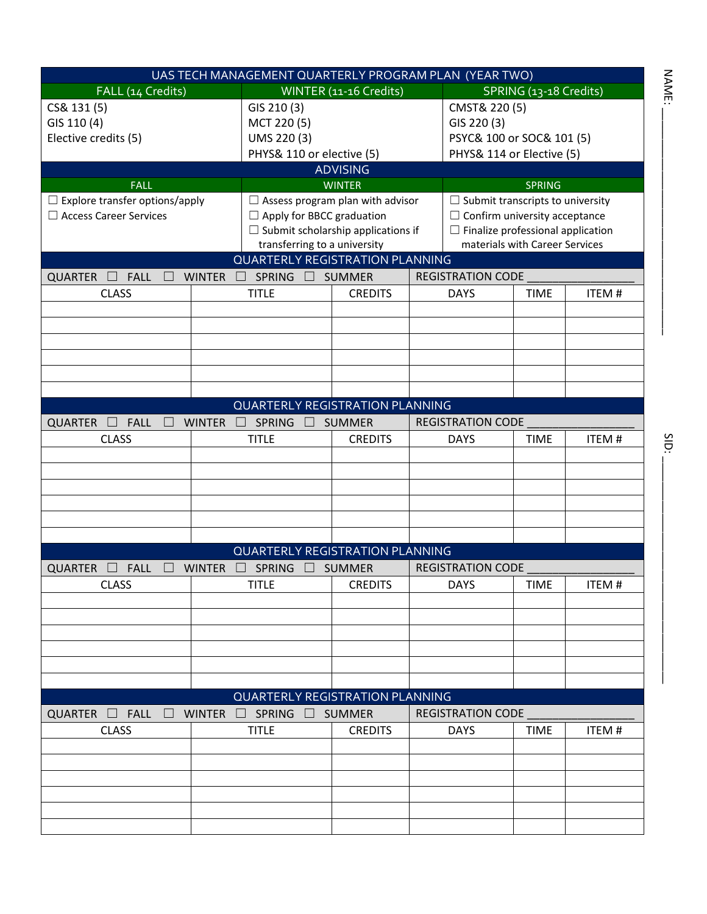NAME: ____________________

SID: ____________________

| UAS TECH MANAGEMENT QUARTERLY PROGRAM PLAN (YEAR TWO) | | |
|---|---|---|
| FALL (14 Credits) | WINTER (11-16 Credits) | SPRING (13-18 Credits) |
| CS& 131 (5)<br>GIS 110 (4)<br>Elective credits (5) | GIS 210 (3)<br>MCT 220 (5)<br>UMS 220 (3)<br>PHYS& 110 or elective (5) | CMST& 220 (5)<br>GIS 220 (3)<br>PSYC& 100 or SOC& 101 (5)<br>PHYS& 114 or Elective (5) |

| ADVISING | | |
|---|---|---|
| FALL | WINTER | SPRING |
| ☐ Explore transfer options/apply<br>☐ Access Career Services | ☐ Assess program plan with advisor<br>☐ Apply for BBCC graduation<br>☐ Submit scholarship applications if transferring to a university | ☐ Submit transcripts to university<br>☐ Confirm university acceptance<br>☐ Finalize professional application materials with Career Services |

## QUARTERLY REGISTRATION PLANNING

QUARTER ☐ FALL ☐ WINTER ☐ SPRING ☐ SUMMER REGISTRATION CODE ____________

| CLASS | TITLE | CREDITS | DAYS | TIME | ITEM # |
|---|---|---|---|---|---|
| | | | | | |
| | | | | | |
| | | | | | |
| | | | | | |
| | | | | | |
| | | | | | |

## QUARTERLY REGISTRATION PLANNING

QUARTER ☐ FALL ☐ WINTER ☐ SPRING ☐ SUMMER REGISTRATION CODE ____________

| CLASS | TITLE | CREDITS | DAYS | TIME | ITEM # |
|---|---|---|---|---|---|
| | | | | | |
| | | | | | |
| | | | | | |
| | | | | | |
| | | | | | |
| | | | | | |

## QUARTERLY REGISTRATION PLANNING

QUARTER ☐ FALL ☐ WINTER ☐ SPRING ☐ SUMMER REGISTRATION CODE ____________

| CLASS | TITLE | CREDITS | DAYS | TIME | ITEM # |
|---|---|---|---|---|---|
| | | | | | |
| | | | | | |
| | | | | | |
| | | | | | |
| | | | | | |
| | | | | | |

## QUARTERLY REGISTRATION PLANNING

QUARTER ☐ FALL ☐ WINTER ☐ SPRING ☐ SUMMER REGISTRATION CODE ____________

| CLASS | TITLE | CREDITS | DAYS | TIME | ITEM # |
|---|---|---|---|---|---|
| | | | | | |
| | | | | | |
| | | | | | |
| | | | | | |
| | | | | | |
| | | | | | |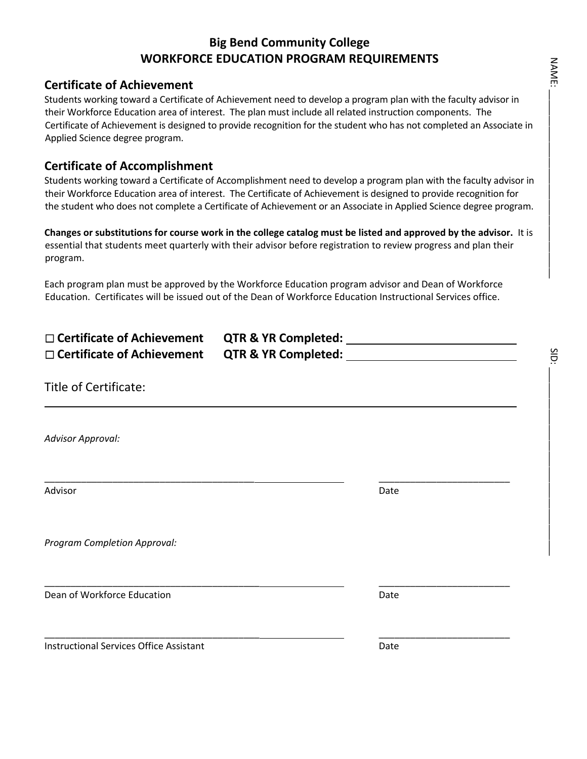# Big Bend Community College
## WORKFORCE EDUCATION PROGRAM REQUIREMENTS

NAME: ____________________

### Certificate of Achievement

Students working toward a Certificate of Achievement need to develop a program plan with the faculty advisor in their Workforce Education area of interest. The plan must include all related instruction components. The Certificate of Achievement is designed to provide recognition for the student who has not completed an Associate in Applied Science degree program.

### Certificate of Accomplishment

Students working toward a Certificate of Accomplishment need to develop a program plan with the faculty advisor in their Workforce Education area of interest. The Certificate of Achievement is designed to provide recognition for the student who does not complete a Certificate of Achievement or an Associate in Applied Science degree program.

**Changes or substitutions for course work in the college catalog must be listed and approved by the advisor.** It is essential that students meet quarterly with their advisor before registration to review progress and plan their program.

Each program plan must be approved by the Workforce Education program advisor and Dean of Workforce Education. Certificates will be issued out of the Dean of Workforce Education Instructional Services office.

**☐ Certificate of Achievement  QTR & YR Completed:** ____________________

**☐ Certificate of Achievement  QTR & YR Completed:** ____________________

SID: ____________________

Title of Certificate:

________________________________________________

*Advisor Approval:*

________________________________________  ____________________

Advisor  Date

*Program Completion Approval:*

________________________________________  ____________________

Dean of Workforce Education  Date

________________________________________  ____________________

Instructional Services Office Assistant  Date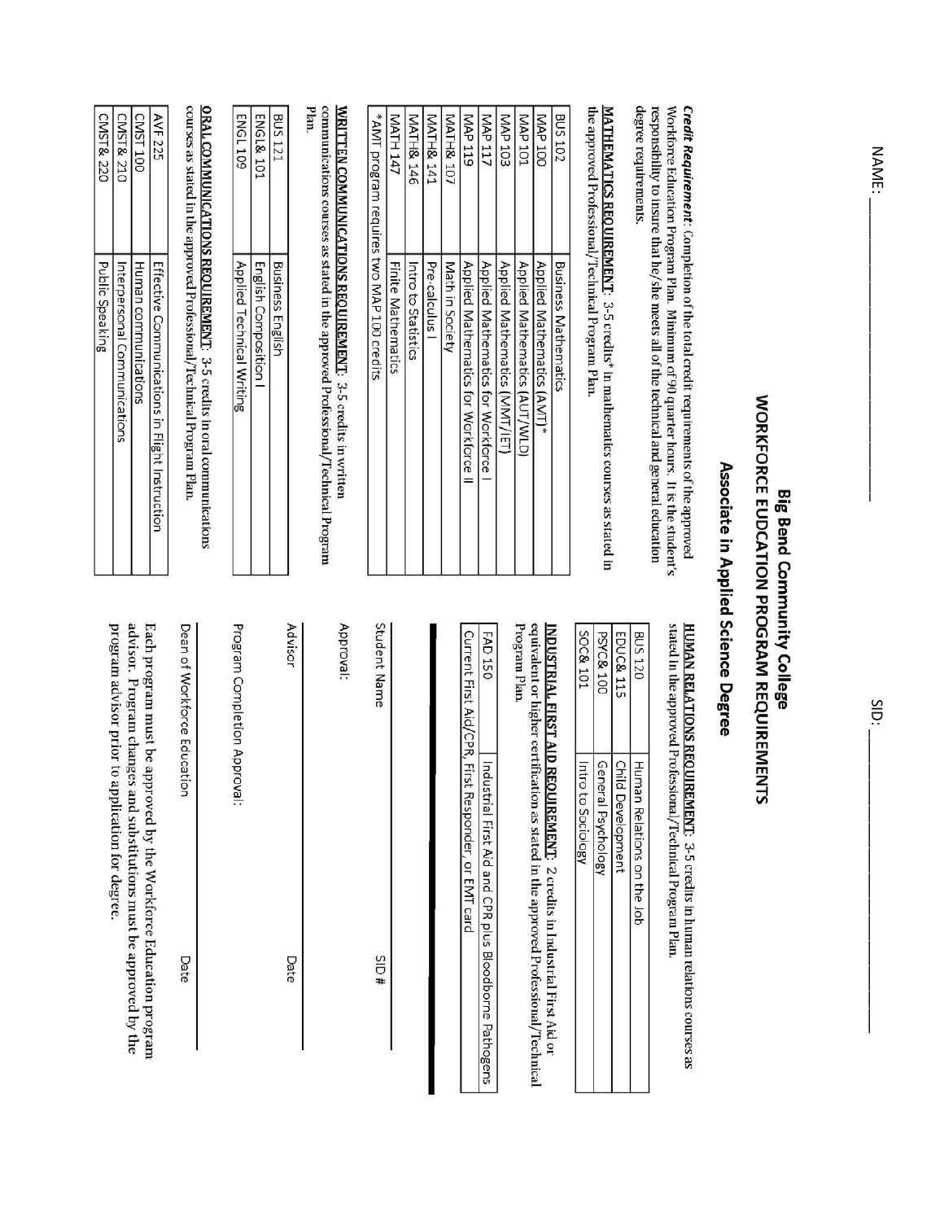NAME: ______________________ SID: ______________________

# Big Bend Community College
## WORKFORCE EUDCATION PROGRAM REQUIREMENTS
### Associate in Applied Science Degree

***Credit Requirement***: Completion of the total credit requirements of the approved Workforce Education Program Plan. Minimum of 90 quarter hours. It is the student's responsibility to insure that he/she meets all of the technical and general education degree requirements.

**MATHEMATICS REQUIREMENT**: 3-5 credits* in mathematics courses as stated in the approved Professional/Technical Program Plan.

| | |
|---|---|
| BUS 102 | Business Mathematics |
| MAP 100 | Applied Mathematics (AMT)* |
| MAP 101 | Applied Mathematics (AUT/WLD) |
| MAP 103 | Applied Mathematics (MMT/IET) |
| MAP 117 | Applied Mathematics for Workforce I |
| MAP 119 | Applied Mathematics for Workforce II |
| MATH& 107 | Math in Society |
| MATH& 141 | Pre-calculus I |
| MATH& 146 | Intro to Statistics |
| MATH 147 | Finite Mathematics |
| *AMT program requires two MAP 100 credits | |

**WRITTEN COMMUNICATIONS REQUIREMENT**: 3-5 credits in written communications courses as stated in the approved Professional/Technical Program Plan.

| | |
|---|---|
| BUS 121 | Business English |
| ENGL& 101 | English Composition I |
| ENGL 109 | Applied Technical Writing |

**ORAL COMMUNICATIONS REQUIREMENT**: 3-5 credits in oral communications courses as stated in the approved Professional/Technical Program Plan.

| | |
|---|---|
| AVF 225 | Effective Communications in Flight Instruction |
| CMST 100 | Human communications |
| CMST& 210 | Interpersonal Communications |
| CMST& 220 | Public Speaking |

**HUMAN RELATIONS REQUIREMENT**: 3-5 credits in human relations courses as stated in the approved Professional/Technical Program Plan.

| | |
|---|---|
| BUS 120 | Human Relations on the Job |
| EDUC& 115 | Child Development |
| PSYC& 100 | General Psychology |
| SOC& 101 | Intro to Sociology |

**INDUSTRIAL FIRST AID REQUIREMENT**: 2 credits in Industrial First Aid or equivalent or higher certification as stated in the approved Professional/Technical Program Plan.

| | |
|---|---|
| FAD 150 | Industrial First Aid and CPR plus Bloodborne Pathogens |
| Current First Aid/CPR, First Responder, or EMT card | |

Student Name ______________________ SID # ______________________

Approval:

Advisor ______________________ Date ______________________

Program Completion Approval:

Dean of Workforce Education ______________________ Date ______________________

Each program must be approved by the Workforce Education program advisor. Program changes and substitutions must be approved by the program advisor prior to application for degree.